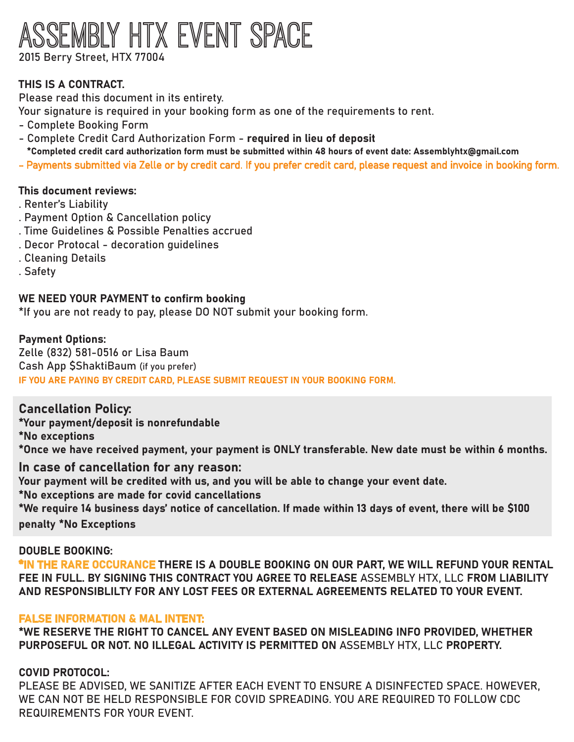# ASSEMBLY HTX EVENT SPACE

2015 Berry Street, HTX 77004

**THIS IS A CONTRACT.**

Please read this document in its entirety.

Your signature is required in your booking form as one of the requirements to rent.

- Complete Booking Form
- Complete Credit Card Authorization Form - **required in lieu of deposit**
  **\*Completed credit card authorization form must be submitted within 48 hours of event date: Assemblyhtx@gmail.com**
- Payments submitted via Zelle or by credit card. If you prefer credit card, please request and invoice in booking form.

**This document reviews:**

. Renter's Liability
. Payment Option & Cancellation policy
. Time Guidelines & Possible Penalties accrued
. Decor Protocal - decoration guidelines
. Cleaning Details
. Safety

**WE NEED YOUR PAYMENT to confirm booking**

\*If you are not ready to pay, please DO NOT submit your booking form.

**Payment Options:**

Zelle (832) 581-0516 or Lisa Baum

Cash App $ShaktiBaum (if you prefer)

**IF YOU ARE PAYING BY CREDIT CARD, PLEASE SUBMIT REQUEST IN YOUR BOOKING FORM.**

## Cancellation Policy:

**\*Your payment/deposit is nonrefundable**

**\*No exceptions**

**\*Once we have received payment, your payment is ONLY transferable. New date must be within 6 months.**

## In case of cancellation for any reason:

**Your payment will be credited with us, and you will be able to change your event date.**

**\*No exceptions are made for covid cancellations**

**\*We require 14 business days' notice of cancellation. If made within 13 days of event, there will be $100 penalty \*No Exceptions**

**DOUBLE BOOKING:**

**\*IN THE RARE OCCURANCE THERE IS A DOUBLE BOOKING ON OUR PART, WE WILL REFUND YOUR RENTAL FEE IN FULL. BY SIGNING THIS CONTRACT YOU AGREE TO RELEASE** ASSEMBLY HTX, LLC **FROM LIABILITY AND RESPONSBLILTY FOR ANY LOST FEES OR EXTERNAL AGREEMENTS RELATED TO YOUR EVENT.**

**FALSE INFORMATION & MAL INTENT:**

**\*WE RESERVE THE RIGHT TO CANCEL ANY EVENT BASED ON MISLEADING INFO PROVIDED, WHETHER PURPOSEFUL OR NOT. NO ILLEGAL ACTIVITY IS PERMITTED ON** ASSEMBLY HTX, LLC **PROPERTY.**

**COVID PROTOCOL:**

PLEASE BE ADVISED, WE SANITIZE AFTER EACH EVENT TO ENSURE A DISINFECTED SPACE. HOWEVER, WE CAN NOT BE HELD RESPONSIBLE FOR COVID SPREADING. YOU ARE REQUIRED TO FOLLOW CDC REQUIREMENTS FOR YOUR EVENT.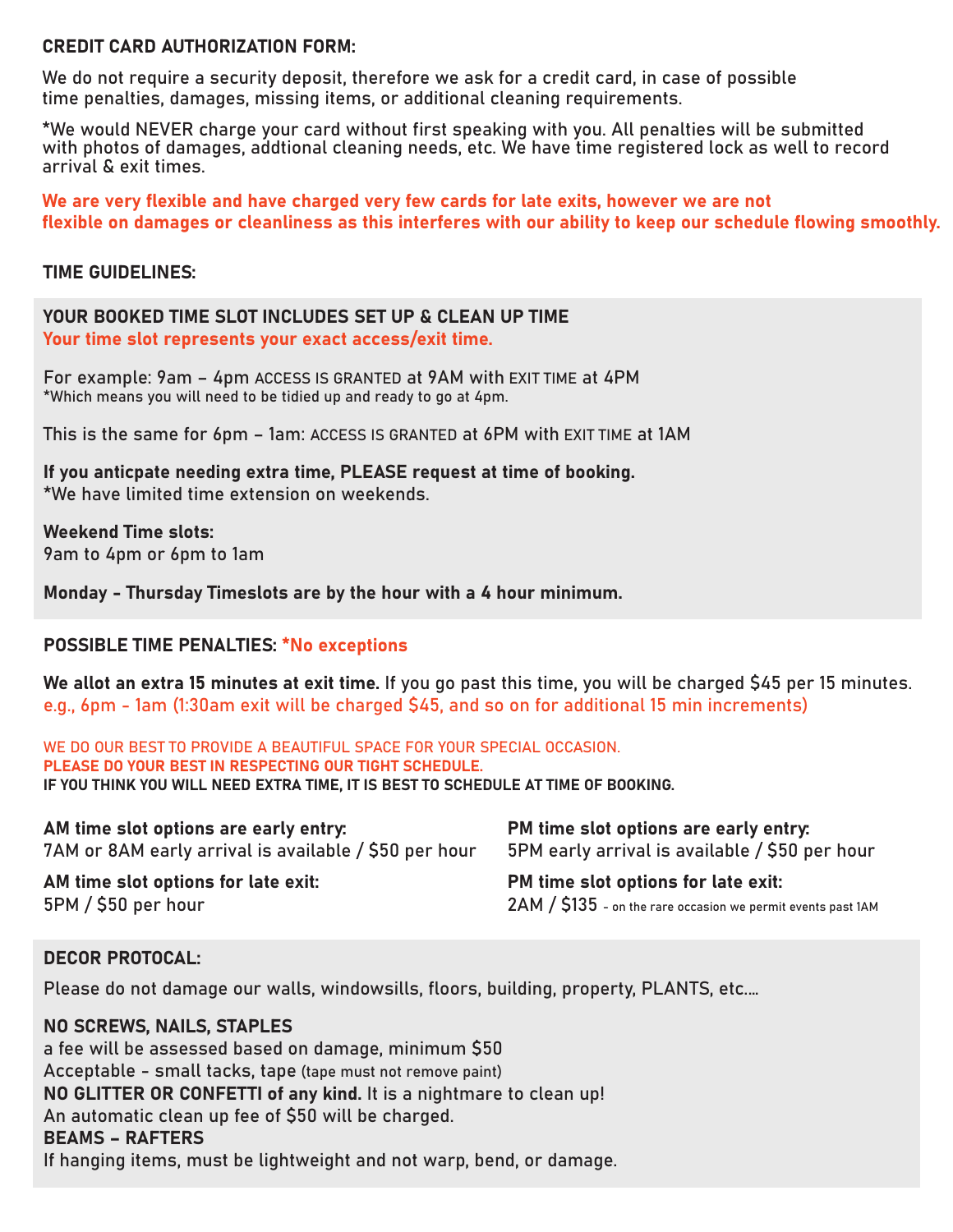## CREDIT CARD AUTHORIZATION FORM:

We do not require a security deposit, therefore we ask for a credit card, in case of possible time penalties, damages, missing items, or additional cleaning requirements.

*We would NEVER charge your card without first speaking with you. All penalties will be submitted with photos of damages, addtional cleaning needs, etc. We have time registered lock as well to record arrival & exit times.

**We are very flexible and have charged very few cards for late exits, however we are not flexible on damages or cleanliness as this interferes with our ability to keep our schedule flowing smoothly.**

## TIME GUIDELINES:

**YOUR BOOKED TIME SLOT INCLUDES SET UP & CLEAN UP TIME**
**Your time slot represents your exact access/exit time.**

For example: 9am – 4pm ACCESS IS GRANTED at 9AM with EXIT TIME at 4PM
*Which means you will need to be tidied up and ready to go at 4pm.

This is the same for 6pm – 1am: ACCESS IS GRANTED at 6PM with EXIT TIME at 1AM

**If you anticpate needing extra time, PLEASE request at time of booking.**
*We have limited time extension on weekends.

**Weekend Time slots:**
9am to 4pm or 6pm to 1am

**Monday - Thursday Timeslots are by the hour with a 4 hour minimum.**

## POSSIBLE TIME PENALTIES: *No exceptions

**We allot an extra 15 minutes at exit time.** If you go past this time, you will be charged $45 per 15 minutes.
e.g., 6pm - 1am (1:30am exit will be charged $45, and so on for additional 15 min increments)

WE DO OUR BEST TO PROVIDE A BEAUTIFUL SPACE FOR YOUR SPECIAL OCCASION.
**PLEASE DO YOUR BEST IN RESPECTING OUR TIGHT SCHEDULE.**
**IF YOU THINK YOU WILL NEED EXTRA TIME, IT IS BEST TO SCHEDULE AT TIME OF BOOKING.**

**AM time slot options are early entry:**
7AM or 8AM early arrival is available / $50 per hour

**AM time slot options for late exit:**
5PM / $50 per hour

**PM time slot options are early entry:**
5PM early arrival is available / $50 per hour

**PM time slot options for late exit:**
2AM / $135 - on the rare occasion we permit events past 1AM

## DECOR PROTOCAL:

Please do not damage our walls, windowsills, floors, building, property, PLANTS, etc....

**NO SCREWS, NAILS, STAPLES**
a fee will be assessed based on damage, minimum $50
Acceptable - small tacks, tape (tape must not remove paint)
**NO GLITTER OR CONFETTI of any kind.** It is a nightmare to clean up!
An automatic clean up fee of $50 will be charged.
**BEAMS – RAFTERS**
If hanging items, must be lightweight and not warp, bend, or damage.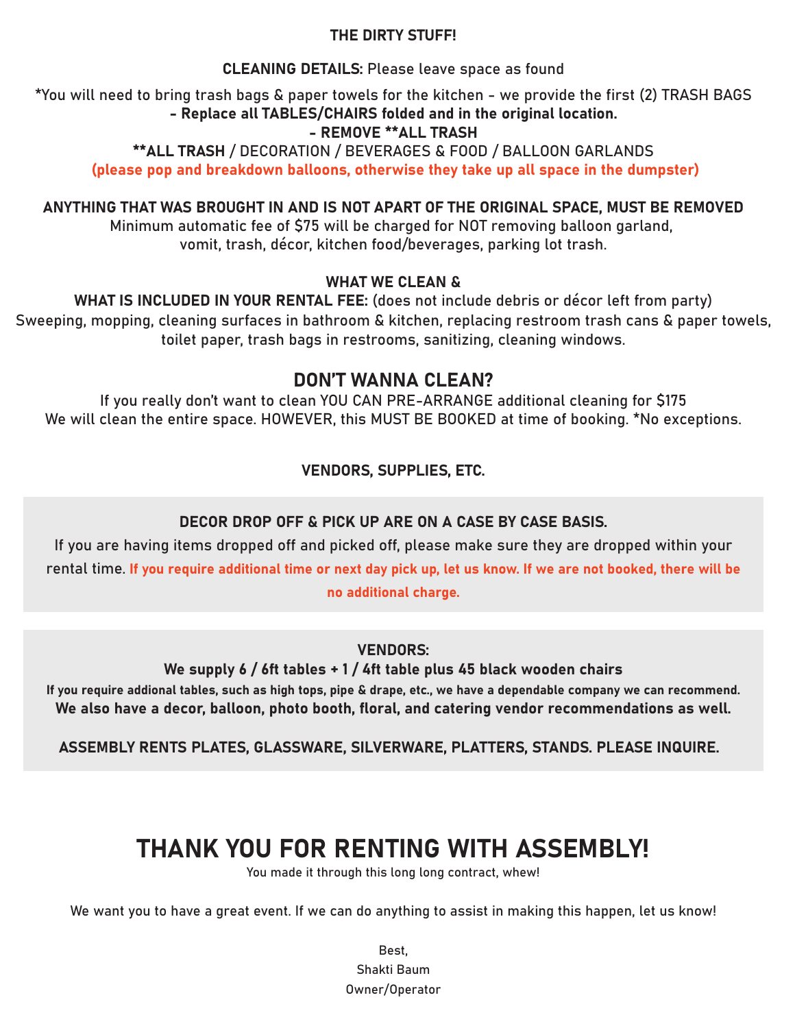**THE DIRTY STUFF!**

**CLEANING DETAILS:** Please leave space as found

*You will need to bring trash bags & paper towels for the kitchen - we provide the first (2) TRASH BAGS
**- Replace all TABLES/CHAIRS folded and in the original location.**
**- REMOVE **ALL TRASH**
****ALL TRASH** / DECORATION / BEVERAGES & FOOD / BALLOON GARLANDS
**(please pop and breakdown balloons, otherwise they take up all space in the dumpster)**

**ANYTHING THAT WAS BROUGHT IN AND IS NOT APART OF THE ORIGINAL SPACE, MUST BE REMOVED**
Minimum automatic fee of $75 will be charged for NOT removing balloon garland, vomit, trash, décor, kitchen food/beverages, parking lot trash.

**WHAT WE CLEAN &**
**WHAT IS INCLUDED IN YOUR RENTAL FEE:** (does not include debris or décor left from party)
Sweeping, mopping, cleaning surfaces in bathroom & kitchen, replacing restroom trash cans & paper towels, toilet paper, trash bags in restrooms, sanitizing, cleaning windows.

## DON'T WANNA CLEAN?

If you really don't want to clean YOU CAN PRE-ARRANGE additional cleaning for $175
We will clean the entire space. HOWEVER, this MUST BE BOOKED at time of booking. *No exceptions.

**VENDORS, SUPPLIES, ETC.**

**DECOR DROP OFF & PICK UP ARE ON A CASE BY CASE BASIS.**
If you are having items dropped off and picked off, please make sure they are dropped within your rental time. **If you require additional time or next day pick up, let us know. If we are not booked, there will be no additional charge.**

**VENDORS:**
**We supply 6 / 6ft tables + 1 / 4ft table plus 45 black wooden chairs**
**If you require addional tables, such as high tops, pipe & drape, etc., we have a dependable company we can recommend.**
**We also have a decor, balloon, photo booth, floral, and catering vendor recommendations as well.**

**ASSEMBLY RENTS PLATES, GLASSWARE, SILVERWARE, PLATTERS, STANDS. PLEASE INQUIRE.**

# THANK YOU FOR RENTING WITH ASSEMBLY!

You made it through this long long contract, whew!

We want you to have a great event. If we can do anything to assist in making this happen, let us know!

Best,
Shakti Baum
Owner/Operator